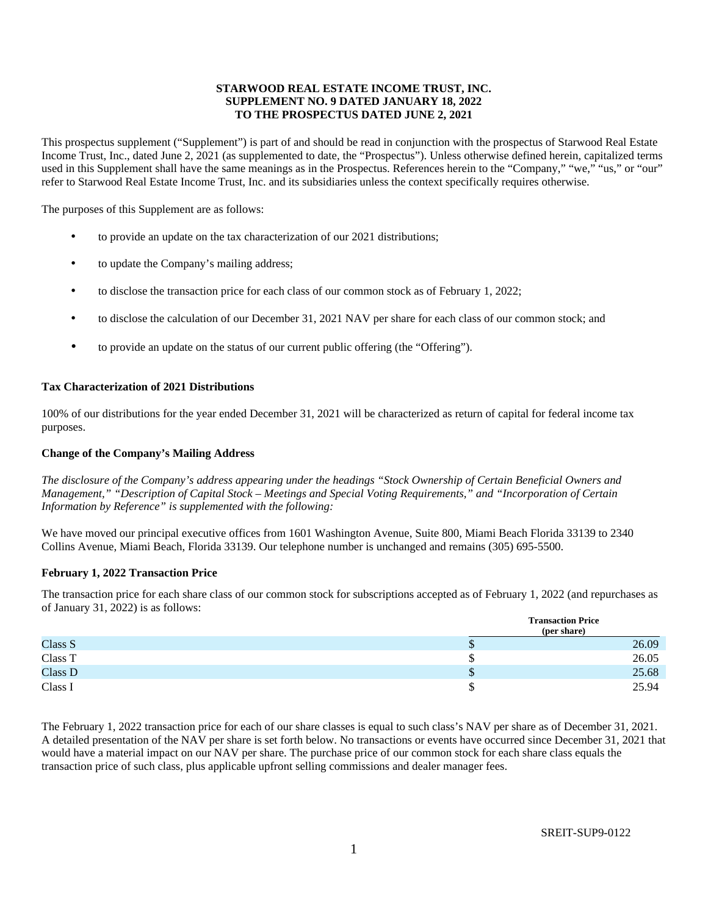**STARWOOD REAL ESTATE INCOME TRUST, INC.**
**SUPPLEMENT NO. 9 DATED JANUARY 18, 2022**
**TO THE PROSPECTUS DATED JUNE 2, 2021**

This prospectus supplement ("Supplement") is part of and should be read in conjunction with the prospectus of Starwood Real Estate Income Trust, Inc., dated June 2, 2021 (as supplemented to date, the "Prospectus"). Unless otherwise defined herein, capitalized terms used in this Supplement shall have the same meanings as in the Prospectus. References herein to the "Company," "we," "us," or "our" refer to Starwood Real Estate Income Trust, Inc. and its subsidiaries unless the context specifically requires otherwise.

The purposes of this Supplement are as follows:

- to provide an update on the tax characterization of our 2021 distributions;
- to update the Company's mailing address;
- to disclose the transaction price for each class of our common stock as of February 1, 2022;
- to disclose the calculation of our December 31, 2021 NAV per share for each class of our common stock; and
- to provide an update on the status of our current public offering (the "Offering").

**Tax Characterization of 2021 Distributions**

100% of our distributions for the year ended December 31, 2021 will be characterized as return of capital for federal income tax purposes.

**Change of the Company's Mailing Address**

*The disclosure of the Company's address appearing under the headings "Stock Ownership of Certain Beneficial Owners and Management," "Description of Capital Stock – Meetings and Special Voting Requirements," and "Incorporation of Certain Information by Reference" is supplemented with the following:*

We have moved our principal executive offices from 1601 Washington Avenue, Suite 800, Miami Beach Florida 33139 to 2340 Collins Avenue, Miami Beach, Florida 33139. Our telephone number is unchanged and remains (305) 695-5500.

**February 1, 2022 Transaction Price**

The transaction price for each share class of our common stock for subscriptions accepted as of February 1, 2022 (and repurchases as of January 31, 2022) is as follows:

| | Transaction Price (per share) |
|---|---|
| Class S | $ 26.09 |
| Class T | $ 26.05 |
| Class D | $ 25.68 |
| Class I | $ 25.94 |

The February 1, 2022 transaction price for each of our share classes is equal to such class's NAV per share as of December 31, 2021. A detailed presentation of the NAV per share is set forth below. No transactions or events have occurred since December 31, 2021 that would have a material impact on our NAV per share. The purchase price of our common stock for each share class equals the transaction price of such class, plus applicable upfront selling commissions and dealer manager fees.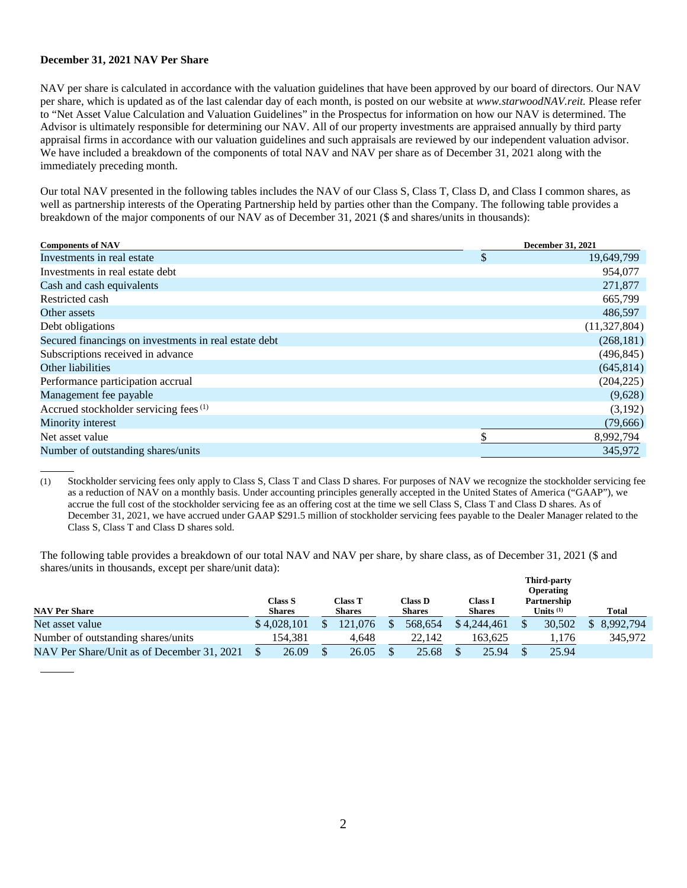**December 31, 2021 NAV Per Share**

NAV per share is calculated in accordance with the valuation guidelines that have been approved by our board of directors. Our NAV per share, which is updated as of the last calendar day of each month, is posted on our website at *www.starwoodNAV.reit.* Please refer to "Net Asset Value Calculation and Valuation Guidelines" in the Prospectus for information on how our NAV is determined. The Advisor is ultimately responsible for determining our NAV. All of our property investments are appraised annually by third party appraisal firms in accordance with our valuation guidelines and such appraisals are reviewed by our independent valuation advisor. We have included a breakdown of the components of total NAV and NAV per share as of December 31, 2021 along with the immediately preceding month.

Our total NAV presented in the following tables includes the NAV of our Class S, Class T, Class D, and Class I common shares, as well as partnership interests of the Operating Partnership held by parties other than the Company. The following table provides a breakdown of the major components of our NAV as of December 31, 2021 ($ and shares/units in thousands):

| Components of NAV | December 31, 2021 |
|---|---|
| Investments in real estate | $ 19,649,799 |
| Investments in real estate debt | 954,077 |
| Cash and cash equivalents | 271,877 |
| Restricted cash | 665,799 |
| Other assets | 486,597 |
| Debt obligations | (11,327,804) |
| Secured financings on investments in real estate debt | (268,181) |
| Subscriptions received in advance | (496,845) |
| Other liabilities | (645,814) |
| Performance participation accrual | (204,225) |
| Management fee payable | (9,628) |
| Accrued stockholder servicing fees [(1)] | (3,192) |
| Minority interest | (79,666) |
| Net asset value | $ 8,992,794 |
| Number of outstanding shares/units | 345,972 |

(1) Stockholder servicing fees only apply to Class S, Class T and Class D shares. For purposes of NAV we recognize the stockholder servicing fee as a reduction of NAV on a monthly basis. Under accounting principles generally accepted in the United States of America ("GAAP"), we accrue the full cost of the stockholder servicing fee as an offering cost at the time we sell Class S, Class T and Class D shares. As of December 31, 2021, we have accrued under GAAP $291.5 million of stockholder servicing fees payable to the Dealer Manager related to the Class S, Class T and Class D shares sold.

The following table provides a breakdown of our total NAV and NAV per share, by share class, as of December 31, 2021 ($ and shares/units in thousands, except per share/unit data):

| NAV Per Share | Class S Shares | Class T Shares | Class D Shares | Class I Shares | Third-party Operating Partnership Units [(1)] | Total |
|---|---|---|---|---|---|---|
| Net asset value | $ 4,028,101 | $ 121,076 | $ 568,654 | $ 4,244,461 | $ 30,502 | $ 8,992,794 |
| Number of outstanding shares/units | 154,381 | 4,648 | 22,142 | 163,625 | 1,176 | 345,972 |
| NAV Per Share/Unit as of December 31, 2021 | $ 26.09 | $ 26.05 | $ 25.68 | $ 25.94 | $ 25.94 | |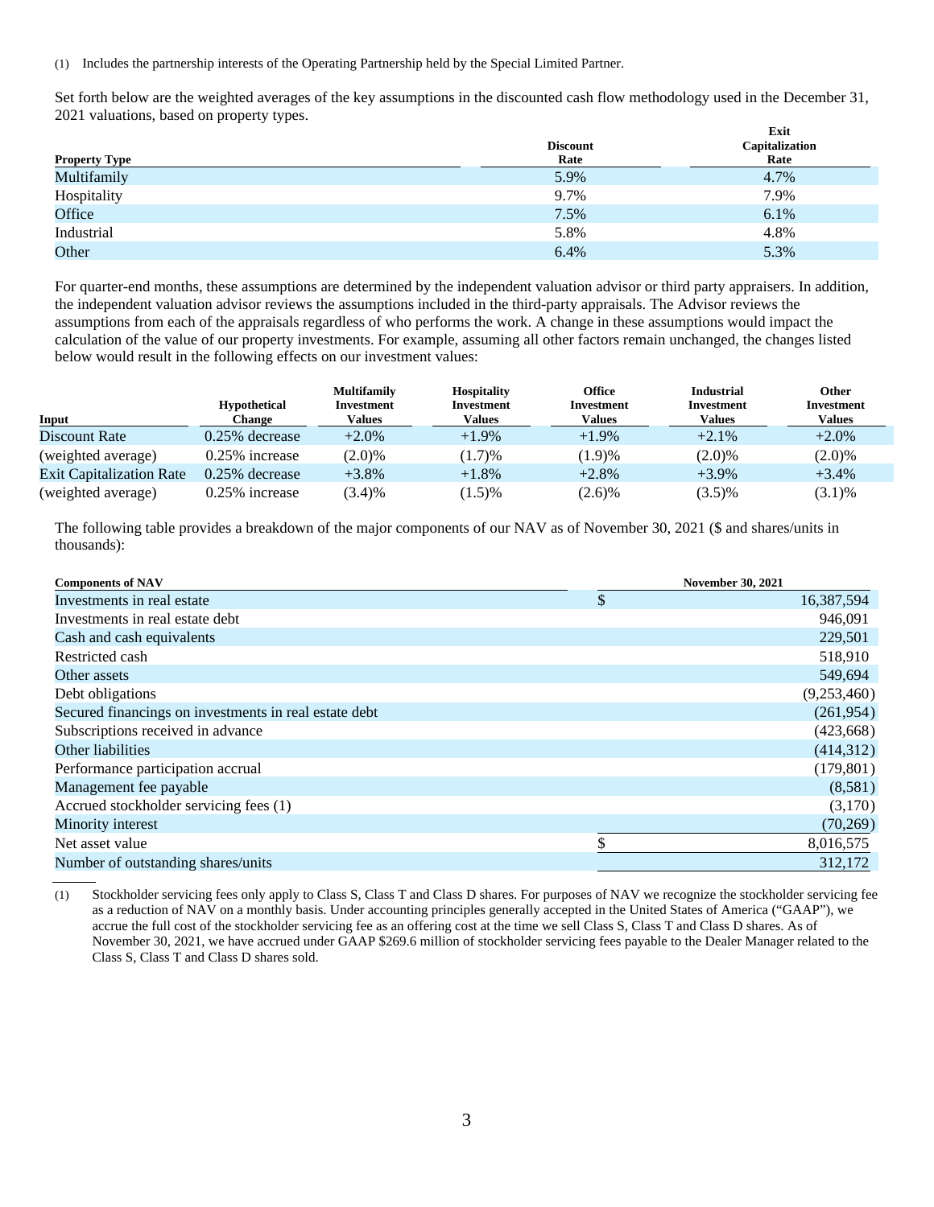(1) Includes the partnership interests of the Operating Partnership held by the Special Limited Partner.

Set forth below are the weighted averages of the key assumptions in the discounted cash flow methodology used in the December 31, 2021 valuations, based on property types.

| Property Type | Discount Rate | Exit Capitalization Rate |
|---|---|---|
| Multifamily | 5.9% | 4.7% |
| Hospitality | 9.7% | 7.9% |
| Office | 7.5% | 6.1% |
| Industrial | 5.8% | 4.8% |
| Other | 6.4% | 5.3% |

For quarter-end months, these assumptions are determined by the independent valuation advisor or third party appraisers. In addition, the independent valuation advisor reviews the assumptions included in the third-party appraisals. The Advisor reviews the assumptions from each of the appraisals regardless of who performs the work. A change in these assumptions would impact the calculation of the value of our property investments. For example, assuming all other factors remain unchanged, the changes listed below would result in the following effects on our investment values:

| Input | Hypothetical Change | Multifamily Investment Values | Hospitality Investment Values | Office Investment Values | Industrial Investment Values | Other Investment Values |
|---|---|---|---|---|---|---|
| Discount Rate | 0.25% decrease | +2.0% | +1.9% | +1.9% | +2.1% | +2.0% |
| (weighted average) | 0.25% increase | (2.0)% | (1.7)% | (1.9)% | (2.0)% | (2.0)% |
| Exit Capitalization Rate | 0.25% decrease | +3.8% | +1.8% | +2.8% | +3.9% | +3.4% |
| (weighted average) | 0.25% increase | (3.4)% | (1.5)% | (2.6)% | (3.5)% | (3.1)% |

The following table provides a breakdown of the major components of our NAV as of November 30, 2021 ($ and shares/units in thousands):

| Components of NAV | November 30, 2021 |
|---|---|
| Investments in real estate | $ 16,387,594 |
| Investments in real estate debt | 946,091 |
| Cash and cash equivalents | 229,501 |
| Restricted cash | 518,910 |
| Other assets | 549,694 |
| Debt obligations | (9,253,460) |
| Secured financings on investments in real estate debt | (261,954) |
| Subscriptions received in advance | (423,668) |
| Other liabilities | (414,312) |
| Performance participation accrual | (179,801) |
| Management fee payable | (8,581) |
| Accrued stockholder servicing fees (1) | (3,170) |
| Minority interest | (70,269) |
| Net asset value | $ 8,016,575 |
| Number of outstanding shares/units | 312,172 |

(1) Stockholder servicing fees only apply to Class S, Class T and Class D shares. For purposes of NAV we recognize the stockholder servicing fee as a reduction of NAV on a monthly basis. Under accounting principles generally accepted in the United States of America ("GAAP"), we accrue the full cost of the stockholder servicing fee as an offering cost at the time we sell Class S, Class T and Class D shares. As of November 30, 2021, we have accrued under GAAP $269.6 million of stockholder servicing fees payable to the Dealer Manager related to the Class S, Class T and Class D shares sold.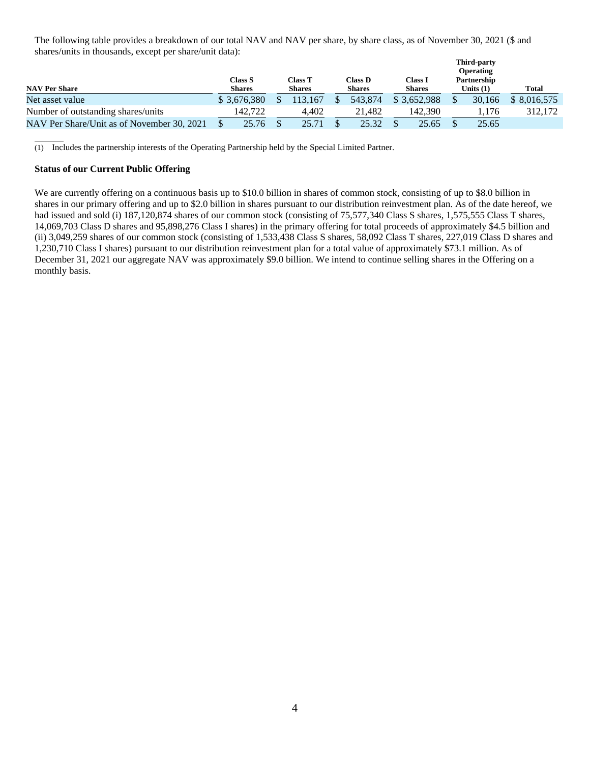The following table provides a breakdown of our total NAV and NAV per share, by share class, as of November 30, 2021 ($ and shares/units in thousands, except per share/unit data):

| NAV Per Share | Class S Shares | Class T Shares | Class D Shares | Class I Shares | Third-party Operating Partnership Units (1) | Total |
|---|---|---|---|---|---|---|
| Net asset value | $ 3,676,380 | $ 113,167 | $ 543,874 | $ 3,652,988 | $ 30,166 | $ 8,016,575 |
| Number of outstanding shares/units | 142,722 | 4,402 | 21,482 | 142,390 | 1,176 | 312,172 |
| NAV Per Share/Unit as of November 30, 2021 | $ 25.76 | $ 25.71 | $ 25.32 | $ 25.65 | $ 25.65 | |

(1) Includes the partnership interests of the Operating Partnership held by the Special Limited Partner.

**Status of our Current Public Offering**

We are currently offering on a continuous basis up to $10.0 billion in shares of common stock, consisting of up to $8.0 billion in shares in our primary offering and up to $2.0 billion in shares pursuant to our distribution reinvestment plan. As of the date hereof, we had issued and sold (i) 187,120,874 shares of our common stock (consisting of 75,577,340 Class S shares, 1,575,555 Class T shares, 14,069,703 Class D shares and 95,898,276 Class I shares) in the primary offering for total proceeds of approximately $4.5 billion and (ii) 3,049,259 shares of our common stock (consisting of 1,533,438 Class S shares, 58,092 Class T shares, 227,019 Class D shares and 1,230,710 Class I shares) pursuant to our distribution reinvestment plan for a total value of approximately $73.1 million. As of December 31, 2021 our aggregate NAV was approximately $9.0 billion. We intend to continue selling shares in the Offering on a monthly basis.